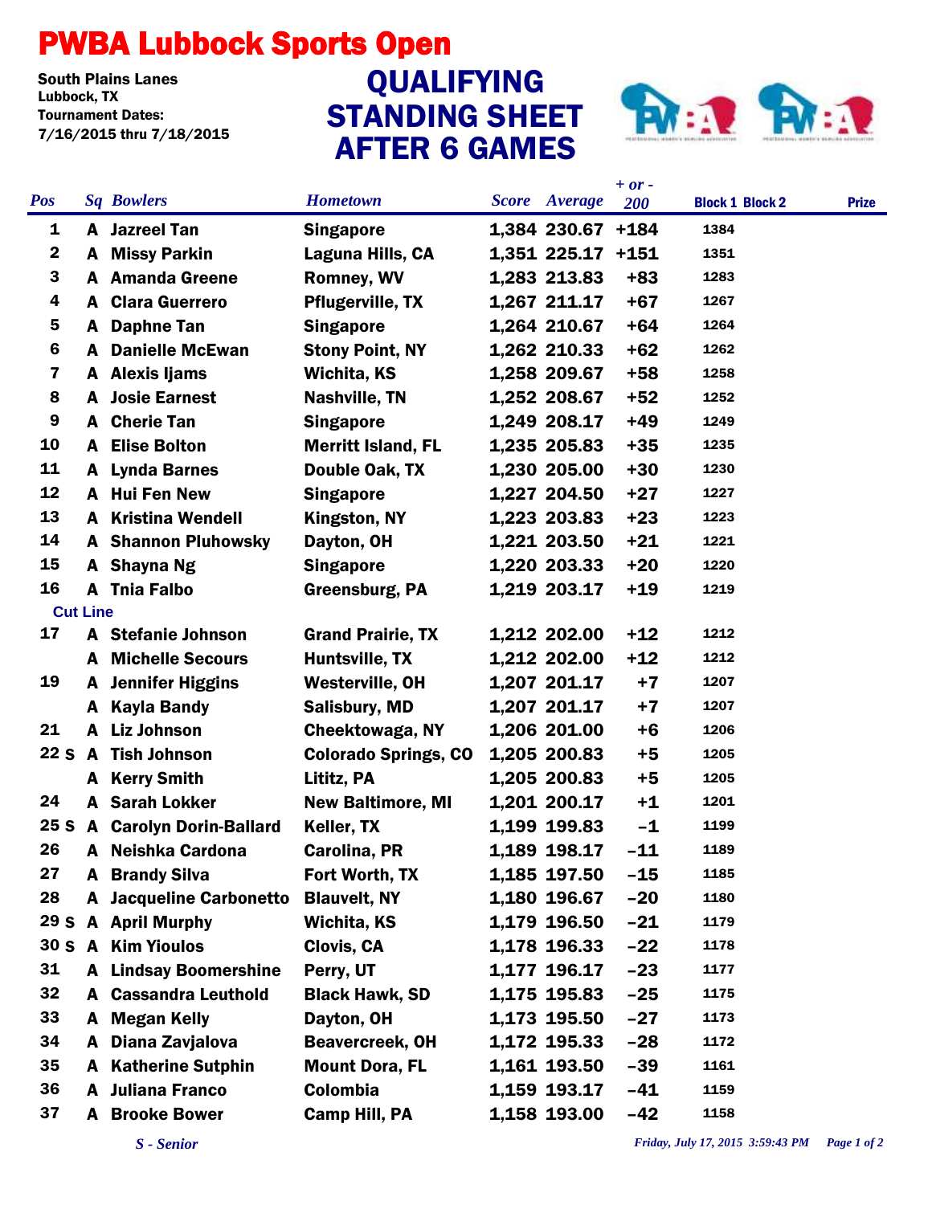# PWBA Lubbock Sports Open

South Plains Lanes
Lubbock, TX
Tournament Dates:
7/16/2015 thru 7/18/2015

## QUALIFYING STANDING SHEET AFTER 6 GAMES

| Pos | Sq | Bowlers | Hometown | Score | Average | + or - 200 | Block 1 | Block 2 | Prize |
|---|---|---|---|---|---|---|---|---|---|
| 1 | A | Jazreel Tan | Singapore | 1,384 | 230.67 | +184 | 1384 | | |
| 2 | A | Missy Parkin | Laguna Hills, CA | 1,351 | 225.17 | +151 | 1351 | | |
| 3 | A | Amanda Greene | Romney, WV | 1,283 | 213.83 | +83 | 1283 | | |
| 4 | A | Clara Guerrero | Pflugerville, TX | 1,267 | 211.17 | +67 | 1267 | | |
| 5 | A | Daphne Tan | Singapore | 1,264 | 210.67 | +64 | 1264 | | |
| 6 | A | Danielle McEwan | Stony Point, NY | 1,262 | 210.33 | +62 | 1262 | | |
| 7 | A | Alexis Ijams | Wichita, KS | 1,258 | 209.67 | +58 | 1258 | | |
| 8 | A | Josie Earnest | Nashville, TN | 1,252 | 208.67 | +52 | 1252 | | |
| 9 | A | Cherie Tan | Singapore | 1,249 | 208.17 | +49 | 1249 | | |
| 10 | A | Elise Bolton | Merritt Island, FL | 1,235 | 205.83 | +35 | 1235 | | |
| 11 | A | Lynda Barnes | Double Oak, TX | 1,230 | 205.00 | +30 | 1230 | | |
| 12 | A | Hui Fen New | Singapore | 1,227 | 204.50 | +27 | 1227 | | |
| 13 | A | Kristina Wendell | Kingston, NY | 1,223 | 203.83 | +23 | 1223 | | |
| 14 | A | Shannon Pluhowsky | Dayton, OH | 1,221 | 203.50 | +21 | 1221 | | |
| 15 | A | Shayna Ng | Singapore | 1,220 | 203.33 | +20 | 1220 | | |
| 16 | A | Tnia Falbo | Greensburg, PA | 1,219 | 203.17 | +19 | 1219 | | |
| **Cut Line** | | | | | | | | | |
| 17 | A | Stefanie Johnson | Grand Prairie, TX | 1,212 | 202.00 | +12 | 1212 | | |
| | A | Michelle Secours | Huntsville, TX | 1,212 | 202.00 | +12 | 1212 | | |
| 19 | A | Jennifer Higgins | Westerville, OH | 1,207 | 201.17 | +7 | 1207 | | |
| | A | Kayla Bandy | Salisbury, MD | 1,207 | 201.17 | +7 | 1207 | | |
| 21 | A | Liz Johnson | Cheektowaga, NY | 1,206 | 201.00 | +6 | 1206 | | |
| 22 S | A | Tish Johnson | Colorado Springs, CO | 1,205 | 200.83 | +5 | 1205 | | |
| | A | Kerry Smith | Lititz, PA | 1,205 | 200.83 | +5 | 1205 | | |
| 24 | A | Sarah Lokker | New Baltimore, MI | 1,201 | 200.17 | +1 | 1201 | | |
| 25 S | A | Carolyn Dorin-Ballard | Keller, TX | 1,199 | 199.83 | -1 | 1199 | | |
| 26 | A | Neishka Cardona | Carolina, PR | 1,189 | 198.17 | -11 | 1189 | | |
| 27 | A | Brandy Silva | Fort Worth, TX | 1,185 | 197.50 | -15 | 1185 | | |
| 28 | A | Jacqueline Carbonetto | Blauvelt, NY | 1,180 | 196.67 | -20 | 1180 | | |
| 29 S | A | April Murphy | Wichita, KS | 1,179 | 196.50 | -21 | 1179 | | |
| 30 S | A | Kim Yioulos | Clovis, CA | 1,178 | 196.33 | -22 | 1178 | | |
| 31 | A | Lindsay Boomershine | Perry, UT | 1,177 | 196.17 | -23 | 1177 | | |
| 32 | A | Cassandra Leuthold | Black Hawk, SD | 1,175 | 195.83 | -25 | 1175 | | |
| 33 | A | Megan Kelly | Dayton, OH | 1,173 | 195.50 | -27 | 1173 | | |
| 34 | A | Diana Zavjalova | Beavercreek, OH | 1,172 | 195.33 | -28 | 1172 | | |
| 35 | A | Katherine Sutphin | Mount Dora, FL | 1,161 | 193.50 | -39 | 1161 | | |
| 36 | A | Juliana Franco | Colombia | 1,159 | 193.17 | -41 | 1159 | | |
| 37 | A | Brooke Bower | Camp Hill, PA | 1,158 | 193.00 | -42 | 1158 | | |

*S - Senior*

*Friday, July 17, 2015 3:59:43 PM*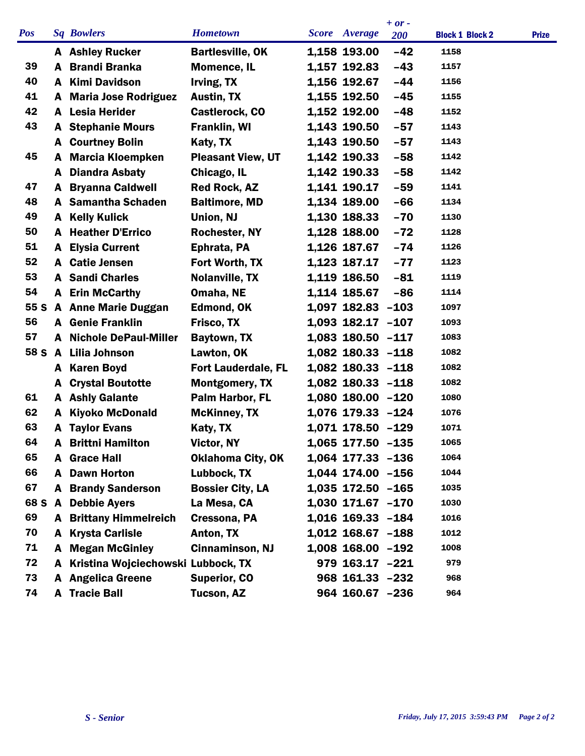| Pos | Sq | Bowlers | Hometown | Score | Average | + or - 200 | Block 1 | Block 2 | Prize |
|---|---|---|---|---|---|---|---|---|---|
| | A | Ashley Rucker | Bartlesville, OK | 1,158 | 193.00 | -42 | 1158 | | |
| 39 | A | Brandi Branka | Momence, IL | 1,157 | 192.83 | -43 | 1157 | | |
| 40 | A | Kimi Davidson | Irving, TX | 1,156 | 192.67 | -44 | 1156 | | |
| 41 | A | Maria Jose Rodriguez | Austin, TX | 1,155 | 192.50 | -45 | 1155 | | |
| 42 | A | Lesia Herider | Castlerock, CO | 1,152 | 192.00 | -48 | 1152 | | |
| 43 | A | Stephanie Mours | Franklin, WI | 1,143 | 190.50 | -57 | 1143 | | |
| | A | Courtney Bolin | Katy, TX | 1,143 | 190.50 | -57 | 1143 | | |
| 45 | A | Marcia Kloempken | Pleasant View, UT | 1,142 | 190.33 | -58 | 1142 | | |
| | A | Diandra Asbaty | Chicago, IL | 1,142 | 190.33 | -58 | 1142 | | |
| 47 | A | Bryanna Caldwell | Red Rock, AZ | 1,141 | 190.17 | -59 | 1141 | | |
| 48 | A | Samantha Schaden | Baltimore, MD | 1,134 | 189.00 | -66 | 1134 | | |
| 49 | A | Kelly Kulick | Union, NJ | 1,130 | 188.33 | -70 | 1130 | | |
| 50 | A | Heather D'Errico | Rochester, NY | 1,128 | 188.00 | -72 | 1128 | | |
| 51 | A | Elysia Current | Ephrata, PA | 1,126 | 187.67 | -74 | 1126 | | |
| 52 | A | Catie Jensen | Fort Worth, TX | 1,123 | 187.17 | -77 | 1123 | | |
| 53 | A | Sandi Charles | Nolanville, TX | 1,119 | 186.50 | -81 | 1119 | | |
| 54 | A | Erin McCarthy | Omaha, NE | 1,114 | 185.67 | -86 | 1114 | | |
| 55 S | A | Anne Marie Duggan | Edmond, OK | 1,097 | 182.83 | -103 | 1097 | | |
| 56 | A | Genie Franklin | Frisco, TX | 1,093 | 182.17 | -107 | 1093 | | |
| 57 | A | Nichole DePaul-Miller | Baytown, TX | 1,083 | 180.50 | -117 | 1083 | | |
| 58 S | A | Lilia Johnson | Lawton, OK | 1,082 | 180.33 | -118 | 1082 | | |
| | A | Karen Boyd | Fort Lauderdale, FL | 1,082 | 180.33 | -118 | 1082 | | |
| | A | Crystal Boutotte | Montgomery, TX | 1,082 | 180.33 | -118 | 1082 | | |
| 61 | A | Ashly Galante | Palm Harbor, FL | 1,080 | 180.00 | -120 | 1080 | | |
| 62 | A | Kiyoko McDonald | McKinney, TX | 1,076 | 179.33 | -124 | 1076 | | |
| 63 | A | Taylor Evans | Katy, TX | 1,071 | 178.50 | -129 | 1071 | | |
| 64 | A | Brittni Hamilton | Victor, NY | 1,065 | 177.50 | -135 | 1065 | | |
| 65 | A | Grace Hall | Oklahoma City, OK | 1,064 | 177.33 | -136 | 1064 | | |
| 66 | A | Dawn Horton | Lubbock, TX | 1,044 | 174.00 | -156 | 1044 | | |
| 67 | A | Brandy Sanderson | Bossier City, LA | 1,035 | 172.50 | -165 | 1035 | | |
| 68 S | A | Debbie Ayers | La Mesa, CA | 1,030 | 171.67 | -170 | 1030 | | |
| 69 | A | Brittany Himmelreich | Cressona, PA | 1,016 | 169.33 | -184 | 1016 | | |
| 70 | A | Krysta Carlisle | Anton, TX | 1,012 | 168.67 | -188 | 1012 | | |
| 71 | A | Megan McGinley | Cinnaminson, NJ | 1,008 | 168.00 | -192 | 1008 | | |
| 72 | A | Kristina Wojciechowski | Lubbock, TX | 979 | 163.17 | -221 | 979 | | |
| 73 | A | Angelica Greene | Superior, CO | 968 | 161.33 | -232 | 968 | | |
| 74 | A | Tracie Ball | Tucson, AZ | 964 | 160.67 | -236 | 964 | | |

*S - Senior*

*Friday, July 17, 2015 3:59:43 PM*